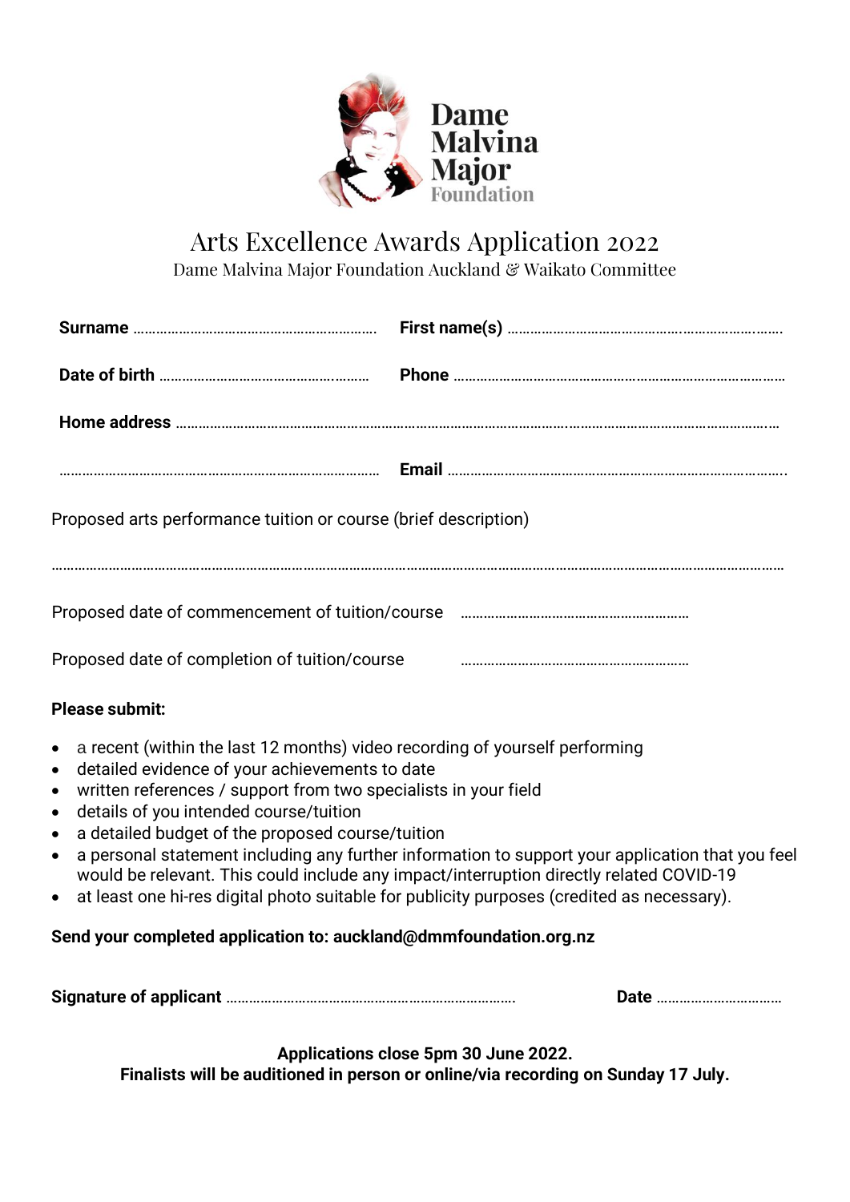Dame Malvina Major Foundation

# Arts Excellence Awards Application 2022

Dame Malvina Major Foundation Auckland & Waikato Committee

**Surname** ……………………………………………………… **First name(s)** ………………………………………………………………

**Date of birth** ……………………………………………… **Phone** ………………………………………………………………………

**Home address** ……………………………………………………………………………………………………………………………

……………………………………………………………………… **Email** ………………………………………………………………………

Proposed arts performance tuition or course (brief description)

……………………………………………………………………………………………………………………………………………………

Proposed date of commencement of tuition/course ……………………………………………

Proposed date of completion of tuition/course ……………………………………………

**Please submit:**

- a recent (within the last 12 months) video recording of yourself performing
- detailed evidence of your achievements to date
- written references / support from two specialists in your field
- details of you intended course/tuition
- a detailed budget of the proposed course/tuition
- a personal statement including any further information to support your application that you feel would be relevant. This could include any impact/interruption directly related COVID-19
- at least one hi-res digital photo suitable for publicity purposes (credited as necessary).

**Send your completed application to: auckland@dmmfoundation.org.nz**

**Signature of applicant** ……………………………………………………………… **Date** ……………………………

**Applications close 5pm 30 June 2022.**
**Finalists will be auditioned in person or online/via recording on Sunday 17 July.**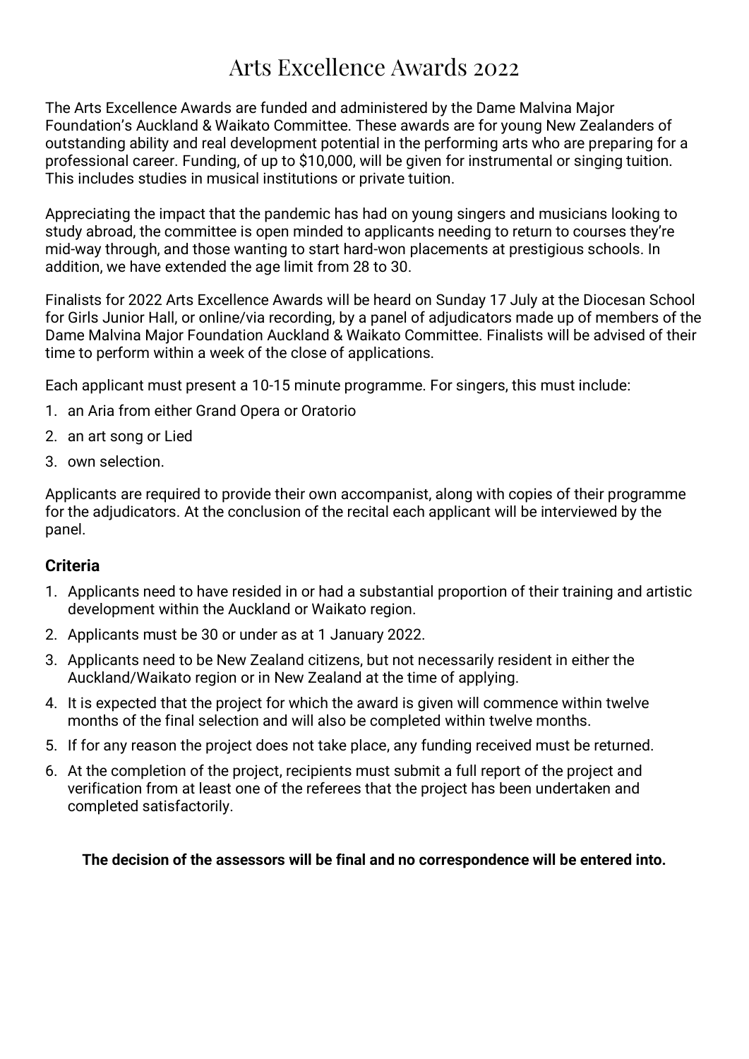# Arts Excellence Awards 2022

The Arts Excellence Awards are funded and administered by the Dame Malvina Major Foundation's Auckland & Waikato Committee. These awards are for young New Zealanders of outstanding ability and real development potential in the performing arts who are preparing for a professional career. Funding, of up to $10,000, will be given for instrumental or singing tuition. This includes studies in musical institutions or private tuition.

Appreciating the impact that the pandemic has had on young singers and musicians looking to study abroad, the committee is open minded to applicants needing to return to courses they're mid-way through, and those wanting to start hard-won placements at prestigious schools. In addition, we have extended the age limit from 28 to 30.

Finalists for 2022 Arts Excellence Awards will be heard on Sunday 17 July at the Diocesan School for Girls Junior Hall, or online/via recording, by a panel of adjudicators made up of members of the Dame Malvina Major Foundation Auckland & Waikato Committee. Finalists will be advised of their time to perform within a week of the close of applications.

Each applicant must present a 10-15 minute programme. For singers, this must include:

1. an Aria from either Grand Opera or Oratorio
2. an art song or Lied
3. own selection.

Applicants are required to provide their own accompanist, along with copies of their programme for the adjudicators. At the conclusion of the recital each applicant will be interviewed by the panel.

## Criteria

1. Applicants need to have resided in or had a substantial proportion of their training and artistic development within the Auckland or Waikato region.
2. Applicants must be 30 or under as at 1 January 2022.
3. Applicants need to be New Zealand citizens, but not necessarily resident in either the Auckland/Waikato region or in New Zealand at the time of applying.
4. It is expected that the project for which the award is given will commence within twelve months of the final selection and will also be completed within twelve months.
5. If for any reason the project does not take place, any funding received must be returned.
6. At the completion of the project, recipients must submit a full report of the project and verification from at least one of the referees that the project has been undertaken and completed satisfactorily.

**The decision of the assessors will be final and no correspondence will be entered into.**